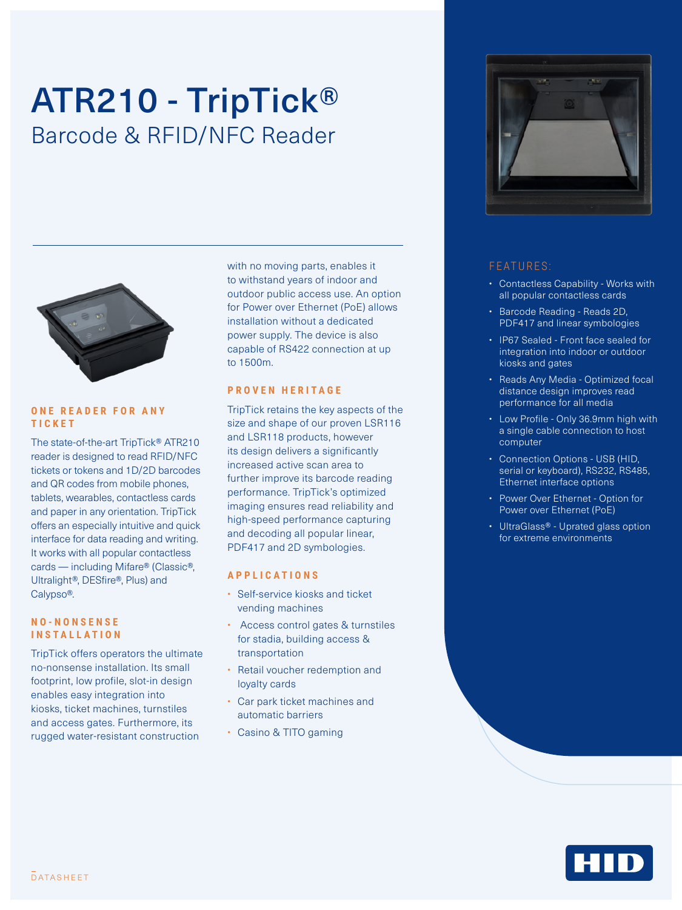# ATR210 - TripTick®

## Barcode & RFID/NFC Reader

### ONE READER FOR ANY TICKET

The state-of-the-art TripTick® ATR210 reader is designed to read RFID/NFC tickets or tokens and 1D/2D barcodes and QR codes from mobile phones, tablets, wearables, contactless cards and paper in any orientation. TripTick offers an especially intuitive and quick interface for data reading and writing. It works with all popular contactless cards — including Mifare® (Classic®, Ultralight®, DESfire®, Plus) and Calypso®.

### NO-NONSENSE INSTALLATION

TripTick offers operators the ultimate no-nonsense installation. Its small footprint, low profile, slot-in design enables easy integration into kiosks, ticket machines, turnstiles and access gates. Furthermore, its rugged water-resistant construction with no moving parts, enables it to withstand years of indoor and outdoor public access use. An option for Power over Ethernet (PoE) allows installation without a dedicated power supply. The device is also capable of RS422 connection at up to 1500m.

### PROVEN HERITAGE

TripTick retains the key aspects of the size and shape of our proven LSR116 and LSR118 products, however its design delivers a significantly increased active scan area to further improve its barcode reading performance. TripTick's optimized imaging ensures read reliability and high-speed performance capturing and decoding all popular linear, PDF417 and 2D symbologies.

### APPLICATIONS

- Self-service kiosks and ticket vending machines
- Access control gates & turnstiles for stadia, building access & transportation
- Retail voucher redemption and loyalty cards
- Car park ticket machines and automatic barriers
- Casino & TITO gaming

### FEATURES:

- Contactless Capability - Works with all popular contactless cards
- Barcode Reading - Reads 2D, PDF417 and linear symbologies
- IP67 Sealed - Front face sealed for integration into indoor or outdoor kiosks and gates
- Reads Any Media - Optimized focal distance design improves read performance for all media
- Low Profile - Only 36.9mm high with a single cable connection to host computer
- Connection Options - USB (HID, serial or keyboard), RS232, RS485, Ethernet interface options
- Power Over Ethernet - Option for Power over Ethernet (PoE)
- UltraGlass® - Uprated glass option for extreme environments

DATASHEET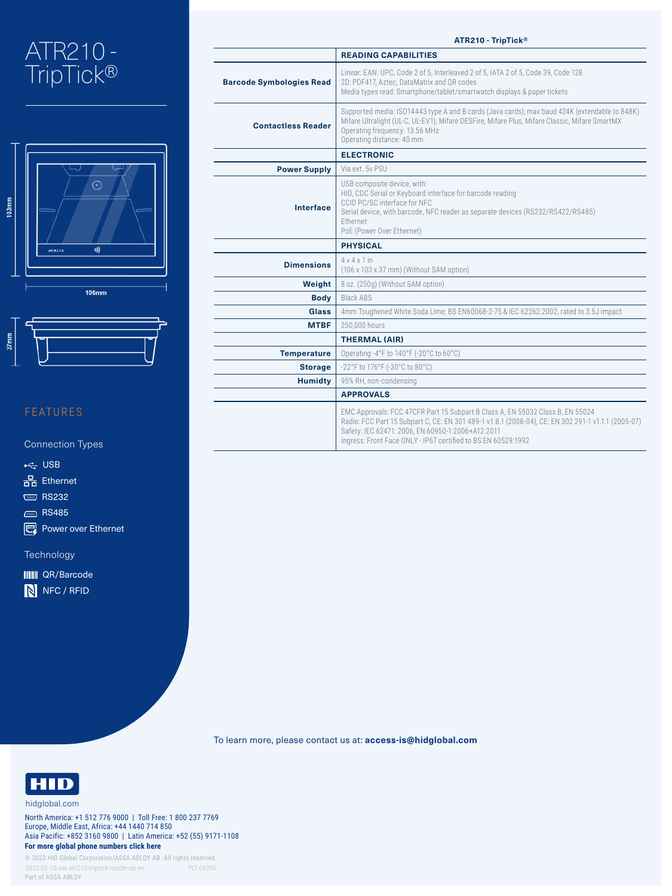# ATR210 - TripTick®

103mm

106mm

37mm

## FEATURES

### Connection Types

- USB
- Ethernet
- RS232
- RS485
- Power over Ethernet

### Technology

- QR/Barcode
- NFC / RFID

| | ATR210 - TripTick® |
|---|---|
| | **READING CAPABILITIES** |
| **Barcode Symbologies Read** | Linear: EAN. UPC, Code 2 of 5, Interleaved 2 of 5, IATA 2 of 5, Code 39, Code 128<br>2D: PDF417, Aztec, DataMatrix and QR codes<br>Media types read: Smartphone/tablet/smartwatch displays & paper tickets |
| **Contactless Reader** | Supported media: ISO14443 type A and B cards (Java cards); max baud 424K (extendable to 848K)<br>Mifare Ultralight (UL-C, UL-EV1), Mifare DESFire, Mifare Plus, Mifare Classic, Mifare SmartMX<br>Operating frequency: 13.56 MHz<br>Operating distance: 40 mm |
| | **ELECTRONIC** |
| **Power Supply** | Via ext. 5v PSU |
| **Interface** | USB composite device, with:<br>HID, CDC Serial or Keyboard interface for barcode reading<br>CCID PC/SC interface for NFC<br>Serial device, with barcode, NFC reader as separate devices (RS232/RS422/RS485)<br>Ethernet<br>PoE (Power Over Ethernet) |
| | **PHYSICAL** |
| **Dimensions** | 4 x 4 x 1 in<br>(106 x 103 x 37 mm) (Without SAM option) |
| **Weight** | 8 oz. (250g) (Without SAM option) |
| **Body** | Black ABS |
| **Glass** | 4mm Toughened White Soda Lime; BS EN60068-2-75 & IEC 62262:2002, rated to 3.5J impact |
| **MTBF** | 250,000 hours |
| | **THERMAL (AIR)** |
| **Temperature** | Operating -4°F to 140°F (-20°C to 60°C) |
| **Storage** | -22°F to 176°F (-30°C to 80°C) |
| **Humidty** | 95% RH, non-condensing |
| | **APPROVALS** |
| | EMC Approvals: FCC 47CFR Part 15 Subpart B Class A, EN 55032 Class B, EN 55024<br>Radio: FCC Part 15 Subpart C, CE: EN 301 489-1 v1.8.1 (2008-04), CE: EN 302 291-1 v1.1.1 (2005-07)<br>Safety: IEC 62471: 2006, EN 60950-1:2006+A12:2011<br>Ingress: Front Face ONLY - IP67 certified to BS EN 60529:1992 |

To learn more, please contact us at: **access-is@hidglobal.com**

HID

hidglobal.com

North America: +1 512 776 9000 | Toll Free: 1 800 237 7769
Europe, Middle East, Africa: +44 1440 714 850
Asia Pacific: +852 3160 9800 | Latin America: +52 (55) 9171-1108
**For more global phone numbers click here**

© 2022 HID Global Corporation/ASSA ABLOY AB. All rights reserved.
2022-02-15-eat-atr210-triptick-reader-ds-en PLT-06290
Part of ASSA ABLOY